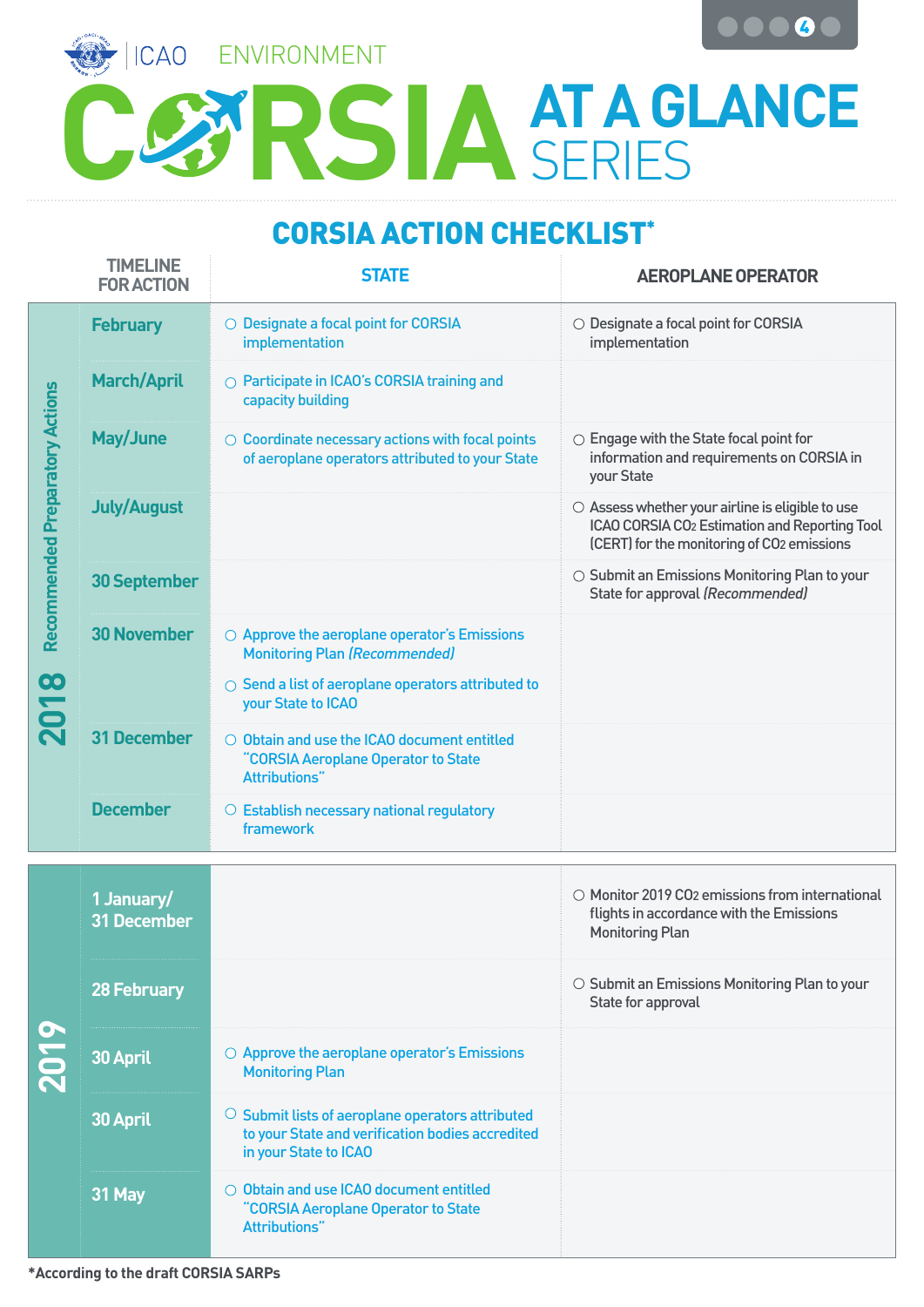ICAO ENVIRONMENT

# CORSIA AT A GLANCE SERIES

## CORSIA ACTION CHECKLIST*

| | TIMELINE FOR ACTION | STATE | AEROPLANE OPERATOR |
|---|---|---|---|
| 2018 Recommended Preparatory Actions | February | ○ Designate a focal point for CORSIA implementation | ○ Designate a focal point for CORSIA implementation |
| | March/April | ○ Participate in ICAO's CORSIA training and capacity building | |
| | May/June | ○ Coordinate necessary actions with focal points of aeroplane operators attributed to your State | ○ Engage with the State focal point for information and requirements on CORSIA in your State |
| | July/August | | ○ Assess whether your airline is eligible to use ICAO CORSIA $CO_2$ Estimation and Reporting Tool (CERT) for the monitoring of $CO_2$ emissions |
| | 30 September | | ○ Submit an Emissions Monitoring Plan to your State for approval *(Recommended)* |
| | 30 November | ○ Approve the aeroplane operator's Emissions Monitoring Plan *(Recommended)*<br>○ Send a list of aeroplane operators attributed to your State to ICAO | |
| | 31 December | ○ Obtain and use the ICAO document entitled "CORSIA Aeroplane Operator to State Attributions" | |
| | December | ○ Establish necessary national regulatory framework | |
| 2019 | 1 January/ 31 December | | ○ Monitor 2019 $CO_2$ emissions from international flights in accordance with the Emissions Monitoring Plan |
| | 28 February | | ○ Submit an Emissions Monitoring Plan to your State for approval |
| | 30 April | ○ Approve the aeroplane operator's Emissions Monitoring Plan | |
| | 30 April | ○ Submit lists of aeroplane operators attributed to your State and verification bodies accredited in your State to ICAO | |
| | 31 May | ○ Obtain and use ICAO document entitled "CORSIA Aeroplane Operator to State Attributions" | |

*According to the draft CORSIA SARPs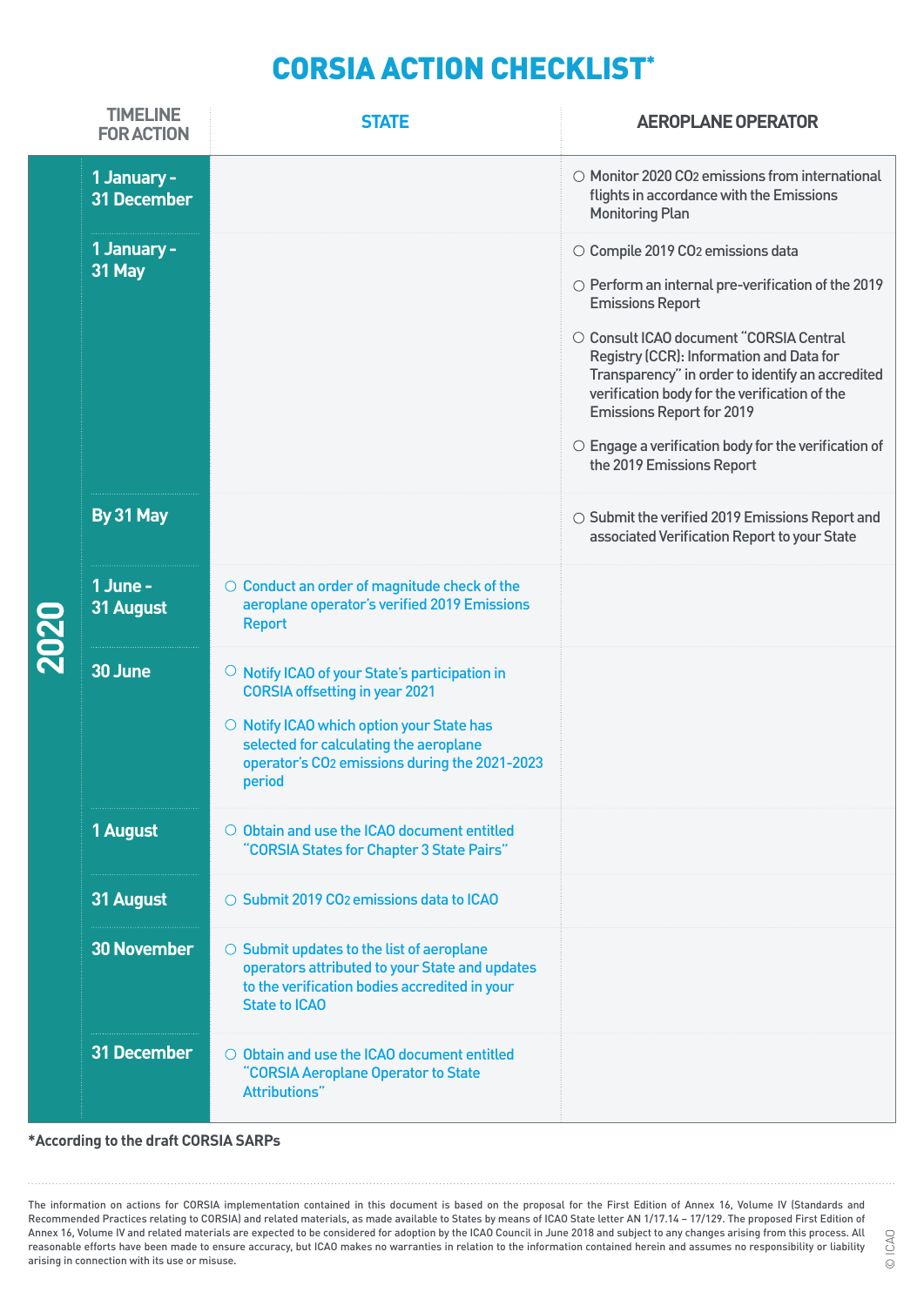# CORSIA ACTION CHECKLIST*

| | TIMELINE FOR ACTION | STATE | AEROPLANE OPERATOR |
|---|---|---|---|
| 2020 | 1 January - 31 December | | ○ Monitor 2020 $CO_2$ emissions from international flights in accordance with the Emissions Monitoring Plan |
| 2020 | 1 January - 31 May | | ○ Compile 2019 $CO_2$ emissions data<br>○ Perform an internal pre-verification of the 2019 Emissions Report<br>○ Consult ICAO document "CORSIA Central Registry (CCR): Information and Data for Transparency" in order to identify an accredited verification body for the verification of the Emissions Report for 2019<br>○ Engage a verification body for the verification of the 2019 Emissions Report |
| 2020 | By 31 May | | ○ Submit the verified 2019 Emissions Report and associated Verification Report to your State |
| 2020 | 1 June - 31 August | ○ Conduct an order of magnitude check of the aeroplane operator's verified 2019 Emissions Report | |
| 2020 | 30 June | ○ Notify ICAO of your State's participation in CORSIA offsetting in year 2021<br>○ Notify ICAO which option your State has selected for calculating the aeroplane operator's $CO_2$ emissions during the 2021-2023 period | |
| 2020 | 1 August | ○ Obtain and use the ICAO document entitled "CORSIA States for Chapter 3 State Pairs" | |
| 2020 | 31 August | ○ Submit 2019 $CO_2$ emissions data to ICAO | |
| 2020 | 30 November | ○ Submit updates to the list of aeroplane operators attributed to your State and updates to the verification bodies accredited in your State to ICAO | |
| 2020 | 31 December | ○ Obtain and use the ICAO document entitled "CORSIA Aeroplane Operator to State Attributions" | |

**\*According to the draft CORSIA SARPs**

The information on actions for CORSIA implementation contained in this document is based on the proposal for the First Edition of Annex 16, Volume IV (Standards and Recommended Practices relating to CORSIA) and related materials, as made available to States by means of ICAO State letter AN 1/17.14 – 17/129. The proposed First Edition of Annex 16, Volume IV and related materials are expected to be considered for adoption by the ICAO Council in June 2018 and subject to any changes arising from this process. All reasonable efforts have been made to ensure accuracy, but ICAO makes no warranties in relation to the information contained herein and assumes no responsibility or liability arising in connection with its use or misuse.

© ICAO